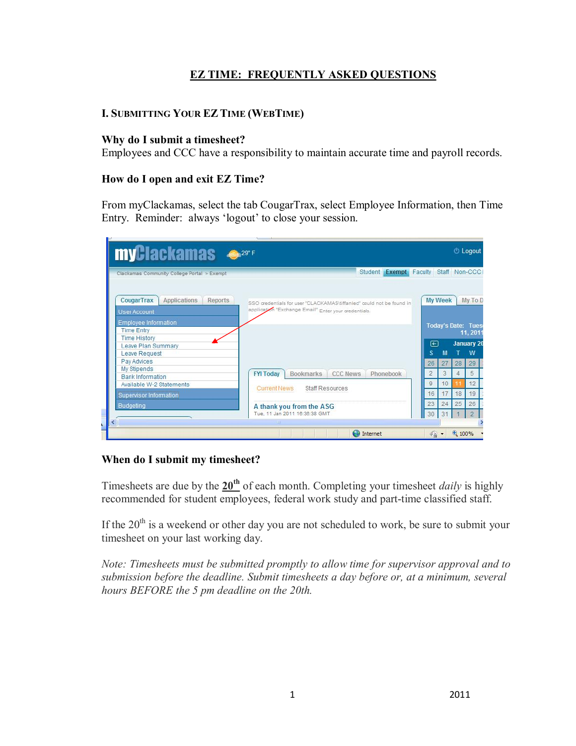# EZ TIME: FREQUENTLY ASKED QUESTIONS

## I. SUBMITTING YOUR EZ TIME (WEBTIME)

### Why do I submit a timesheet?

Employees and CCC have a responsibility to maintain accurate time and payroll records.

### How do I open and exit EZ Time?

From myClackamas, select the tab CougarTrax, select Employee Information, then Time Entry. Reminder: always 'logout' to close your session.

### When do I submit my timesheet?

Timesheets are due by the **20th** of each month. Completing your timesheet *daily* is highly recommended for student employees, federal work study and part-time classified staff.

If the 20th is a weekend or other day you are not scheduled to work, be sure to submit your timesheet on your last working day.

*Note: Timesheets must be submitted promptly to allow time for supervisor approval and to submission before the deadline. Submit timesheets a day before or, at a minimum, several hours BEFORE the 5 pm deadline on the 20th.*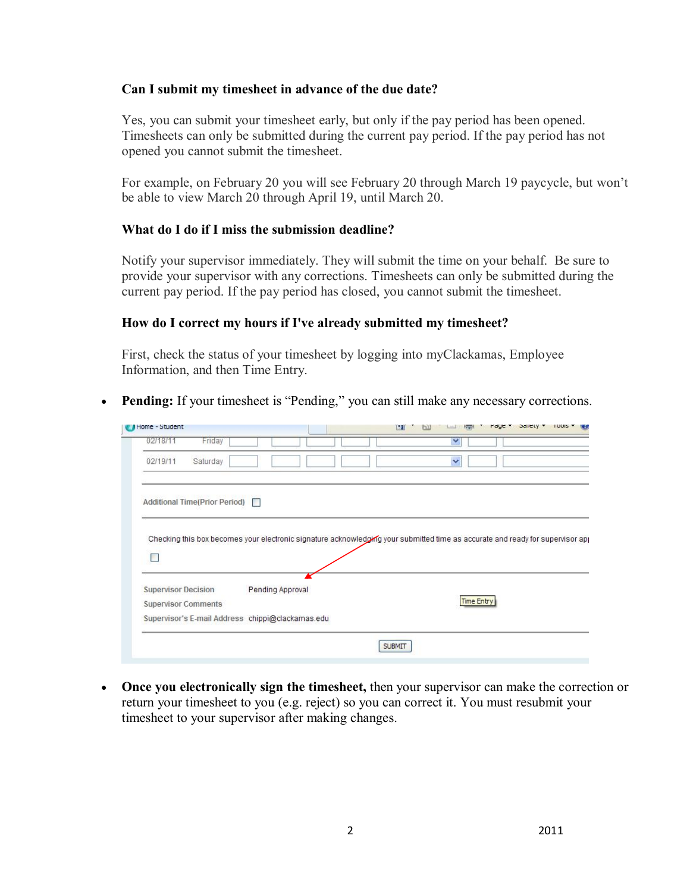### Can I submit my timesheet in advance of the due date?

Yes, you can submit your timesheet early, but only if the pay period has been opened. Timesheets can only be submitted during the current pay period. If the pay period has not opened you cannot submit the timesheet.

For example, on February 20 you will see February 20 through March 19 paycycle, but won't be able to view March 20 through April 19, until March 20.

### What do I do if I miss the submission deadline?

Notify your supervisor immediately. They will submit the time on your behalf. Be sure to provide your supervisor with any corrections. Timesheets can only be submitted during the current pay period. If the pay period has closed, you cannot submit the timesheet.

### How do I correct my hours if I've already submitted my timesheet?

First, check the status of your timesheet by logging into myClackamas, Employee Information, and then Time Entry.

- **Pending:** If your timesheet is "Pending," you can still make any necessary corrections.

- **Once you electronically sign the timesheet,** then your supervisor can make the correction or return your timesheet to you (e.g. reject) so you can correct it. You must resubmit your timesheet to your supervisor after making changes.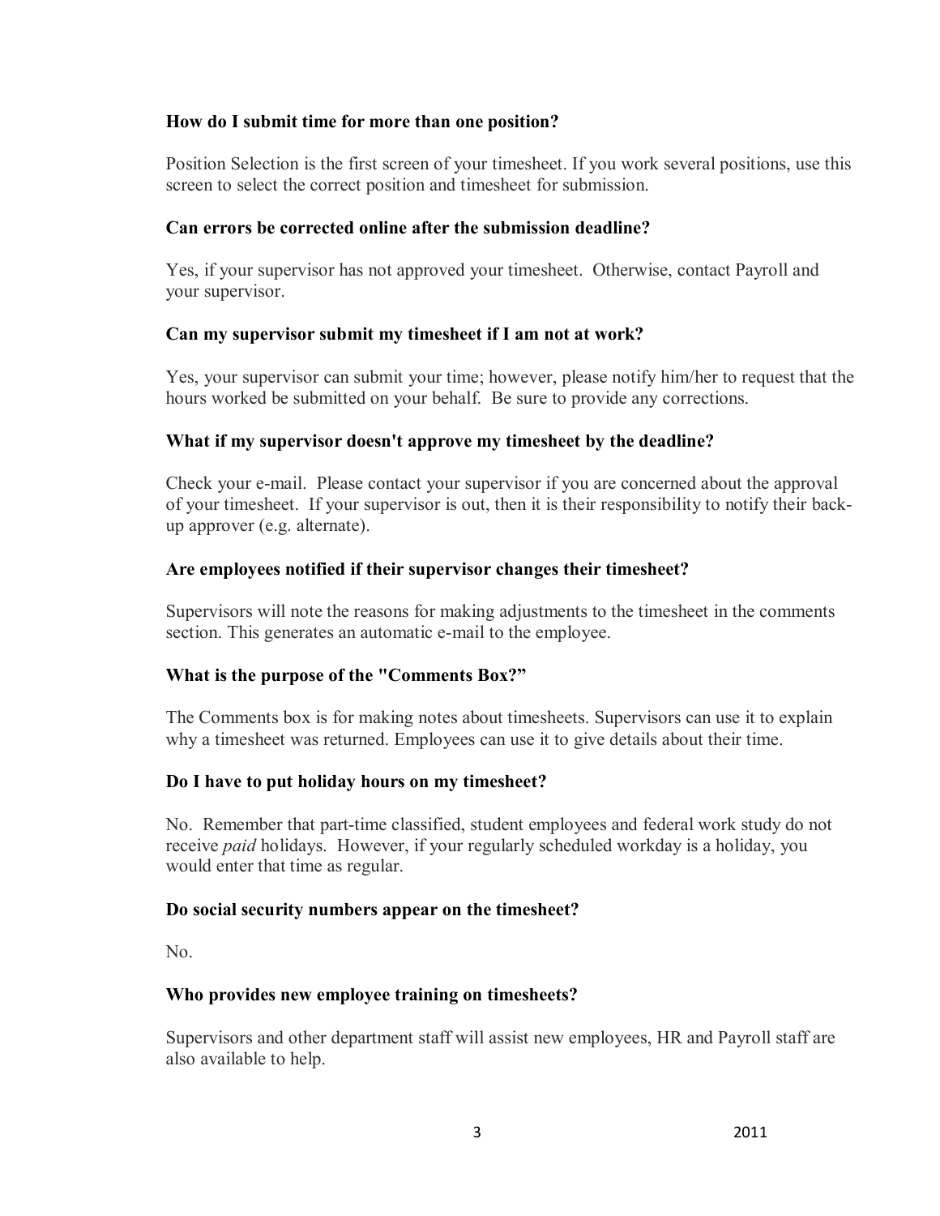**How do I submit time for more than one position?**

Position Selection is the first screen of your timesheet. If you work several positions, use this screen to select the correct position and timesheet for submission.

**Can errors be corrected online after the submission deadline?**

Yes, if your supervisor has not approved your timesheet. Otherwise, contact Payroll and your supervisor.

**Can my supervisor submit my timesheet if I am not at work?**

Yes, your supervisor can submit your time; however, please notify him/her to request that the hours worked be submitted on your behalf. Be sure to provide any corrections.

**What if my supervisor doesn't approve my timesheet by the deadline?**

Check your e-mail. Please contact your supervisor if you are concerned about the approval of your timesheet. If your supervisor is out, then it is their responsibility to notify their back-up approver (e.g. alternate).

**Are employees notified if their supervisor changes their timesheet?**

Supervisors will note the reasons for making adjustments to the timesheet in the comments section. This generates an automatic e-mail to the employee.

**What is the purpose of the "Comments Box?"**

The Comments box is for making notes about timesheets. Supervisors can use it to explain why a timesheet was returned. Employees can use it to give details about their time.

**Do I have to put holiday hours on my timesheet?**

No. Remember that part-time classified, student employees and federal work study do not receive *paid* holidays. However, if your regularly scheduled workday is a holiday, you would enter that time as regular.

**Do social security numbers appear on the timesheet?**

No.

**Who provides new employee training on timesheets?**

Supervisors and other department staff will assist new employees, HR and Payroll staff are also available to help.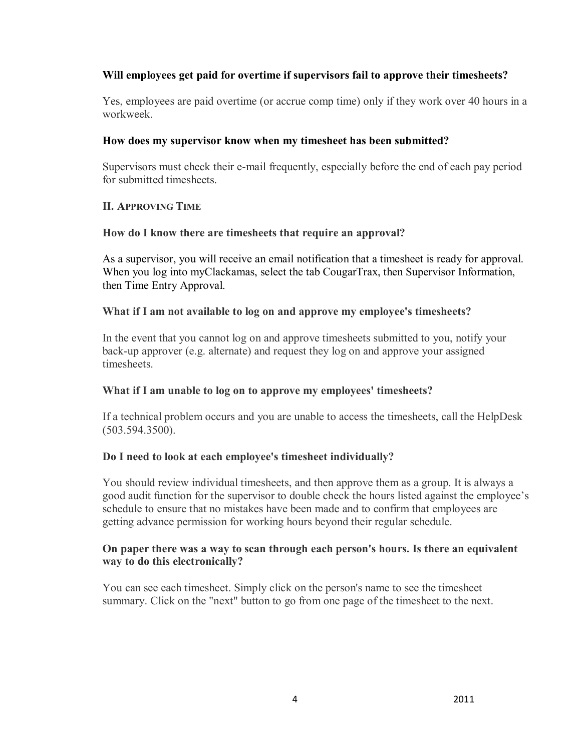**Will employees get paid for overtime if supervisors fail to approve their timesheets?**

Yes, employees are paid overtime (or accrue comp time) only if they work over 40 hours in a workweek.

**How does my supervisor know when my timesheet has been submitted?**

Supervisors must check their e-mail frequently, especially before the end of each pay period for submitted timesheets.

## II. Approving Time

**How do I know there are timesheets that require an approval?**

As a supervisor, you will receive an email notification that a timesheet is ready for approval. When you log into myClackamas, select the tab CougarTrax, then Supervisor Information, then Time Entry Approval.

**What if I am not available to log on and approve my employee's timesheets?**

In the event that you cannot log on and approve timesheets submitted to you, notify your back-up approver (e.g. alternate) and request they log on and approve your assigned timesheets.

**What if I am unable to log on to approve my employees' timesheets?**

If a technical problem occurs and you are unable to access the timesheets, call the HelpDesk (503.594.3500).

**Do I need to look at each employee's timesheet individually?**

You should review individual timesheets, and then approve them as a group. It is always a good audit function for the supervisor to double check the hours listed against the employee's schedule to ensure that no mistakes have been made and to confirm that employees are getting advance permission for working hours beyond their regular schedule.

**On paper there was a way to scan through each person's hours. Is there an equivalent way to do this electronically?**

You can see each timesheet. Simply click on the person's name to see the timesheet summary. Click on the "next" button to go from one page of the timesheet to the next.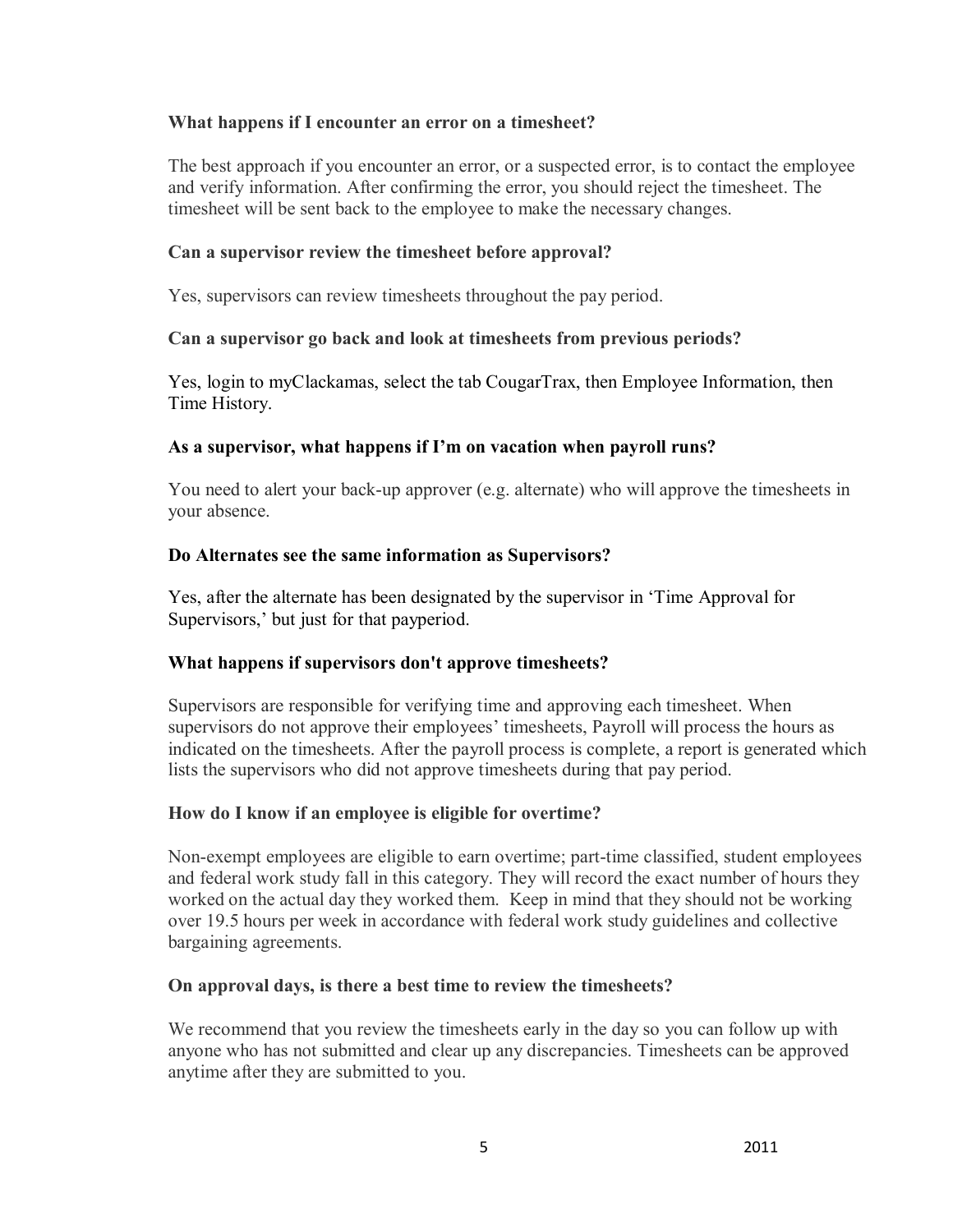**What happens if I encounter an error on a timesheet?**

The best approach if you encounter an error, or a suspected error, is to contact the employee and verify information. After confirming the error, you should reject the timesheet. The timesheet will be sent back to the employee to make the necessary changes.

**Can a supervisor review the timesheet before approval?**

Yes, supervisors can review timesheets throughout the pay period.

**Can a supervisor go back and look at timesheets from previous periods?**

Yes, login to myClackamas, select the tab CougarTrax, then Employee Information, then Time History.

**As a supervisor, what happens if I'm on vacation when payroll runs?**

You need to alert your back-up approver (e.g. alternate) who will approve the timesheets in your absence.

**Do Alternates see the same information as Supervisors?**

Yes, after the alternate has been designated by the supervisor in 'Time Approval for Supervisors,' but just for that payperiod.

**What happens if supervisors don't approve timesheets?**

Supervisors are responsible for verifying time and approving each timesheet. When supervisors do not approve their employees' timesheets, Payroll will process the hours as indicated on the timesheets. After the payroll process is complete, a report is generated which lists the supervisors who did not approve timesheets during that pay period.

**How do I know if an employee is eligible for overtime?**

Non-exempt employees are eligible to earn overtime; part-time classified, student employees and federal work study fall in this category. They will record the exact number of hours they worked on the actual day they worked them. Keep in mind that they should not be working over 19.5 hours per week in accordance with federal work study guidelines and collective bargaining agreements.

**On approval days, is there a best time to review the timesheets?**

We recommend that you review the timesheets early in the day so you can follow up with anyone who has not submitted and clear up any discrepancies. Timesheets can be approved anytime after they are submitted to you.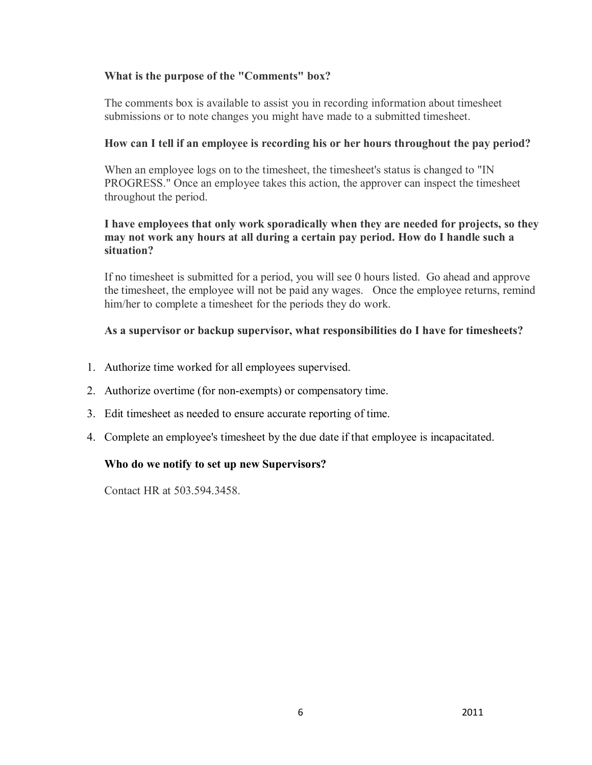**What is the purpose of the "Comments" box?**

The comments box is available to assist you in recording information about timesheet submissions or to note changes you might have made to a submitted timesheet.

**How can I tell if an employee is recording his or her hours throughout the pay period?**

When an employee logs on to the timesheet, the timesheet's status is changed to "IN PROGRESS." Once an employee takes this action, the approver can inspect the timesheet throughout the period.

**I have employees that only work sporadically when they are needed for projects, so they may not work any hours at all during a certain pay period. How do I handle such a situation?**

If no timesheet is submitted for a period, you will see 0 hours listed. Go ahead and approve the timesheet, the employee will not be paid any wages. Once the employee returns, remind him/her to complete a timesheet for the periods they do work.

**As a supervisor or backup supervisor, what responsibilities do I have for timesheets?**

1. Authorize time worked for all employees supervised.
2. Authorize overtime (for non-exempts) or compensatory time.
3. Edit timesheet as needed to ensure accurate reporting of time.
4. Complete an employee's timesheet by the due date if that employee is incapacitated.

**Who do we notify to set up new Supervisors?**

Contact HR at 503.594.3458.